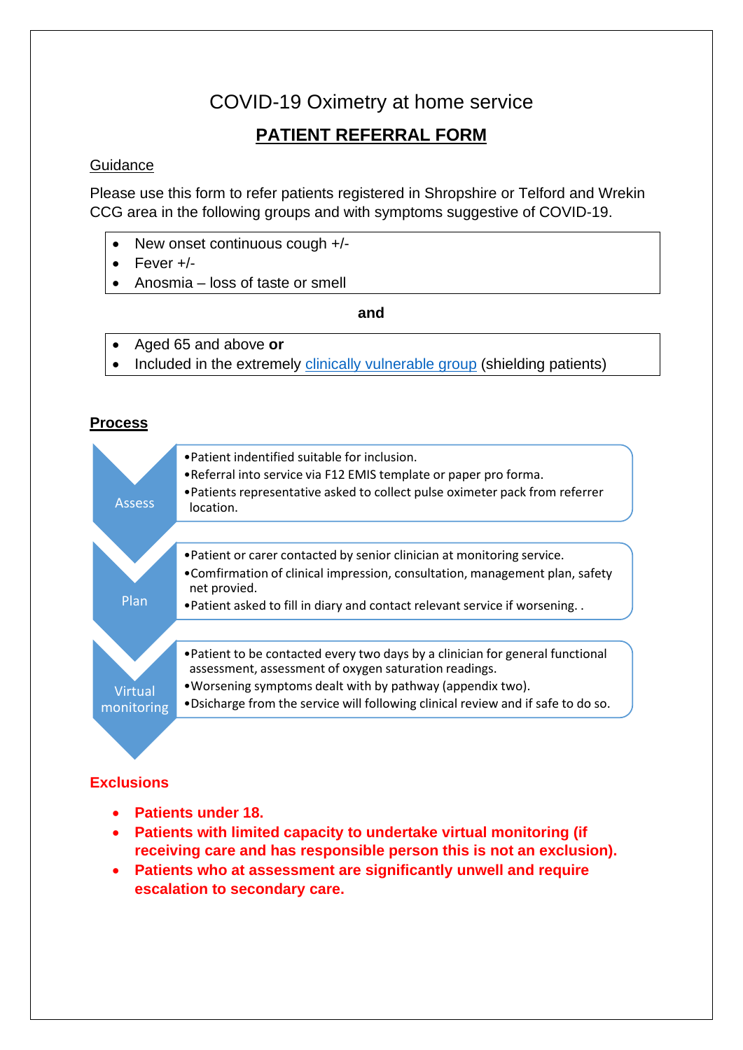# COVID-19 Oximetry at home service

## PATIENT REFERRAL FORM

Guidance

Please use this form to refer patients registered in Shropshire or Telford and Wrekin CCG area in the following groups and with symptoms suggestive of COVID-19.

- New onset continuous cough +/-
- Fever +/-
- Anosmia – loss of taste or smell

**and**

- Aged 65 and above **or**
- Included in the extremely clinically vulnerable group (shielding patients)

**Process**

Assess
- Patient indentified suitable for inclusion.
- Referral into service via F12 EMIS template or paper pro forma.
- Patients representative asked to collect pulse oximeter pack from referrer location.

Plan
- Patient or carer contacted by senior clinician at monitoring service.
- Comfirmation of clinical impression, consultation, management plan, safety net provied.
- Patient asked to fill in diary and contact relevant service if worsening. .

Virtual monitoring
- Patient to be contacted every two days by a clinician for general functional assessment, assessment of oxygen saturation readings.
- Worsening symptoms dealt with by pathway (appendix two).
- Dsicharge from the service will following clinical review and if safe to do so.

**Exclusions**

- **Patients under 18.**
- **Patients with limited capacity to undertake virtual monitoring (if receiving care and has responsible person this is not an exclusion).**
- **Patients who at assessment are significantly unwell and require escalation to secondary care.**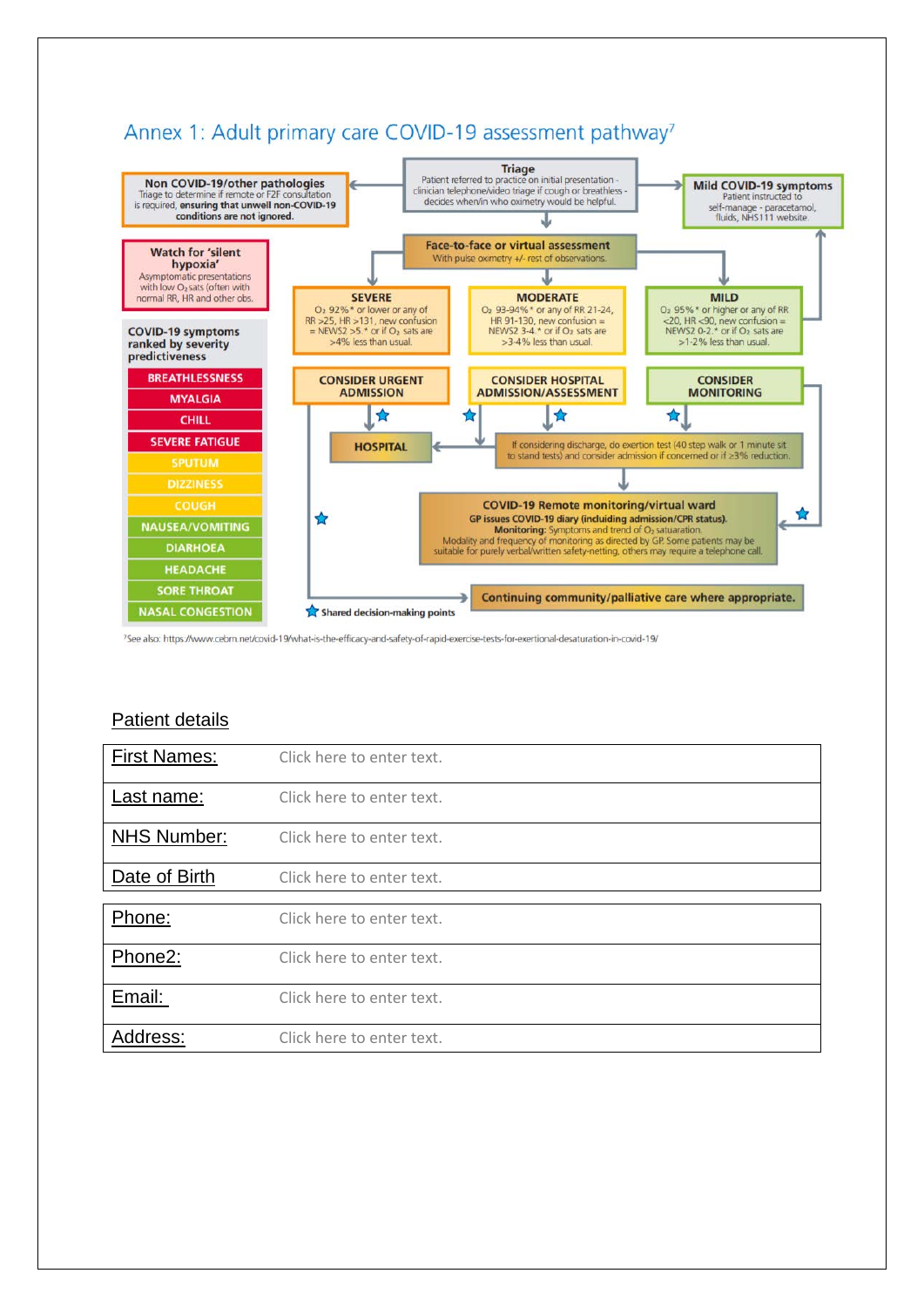## Annex 1: Adult primary care COVID-19 assessment pathway[7]

**Triage**
Patient referred to practice on initial presentation - clinician telephone/video triage if cough or breathless - decides when/in who oximetry would be helpful.

**Non COVID-19/other pathologies**
Triage to determine if remote or F2F consultation is required, **ensuring that unwell non-COVID-19 conditions are not ignored.**

**Mild COVID-19 symptoms**
Patient instructed to self-manage - paracetamol, fluids, NHS111 website

**Watch for 'silent hypoxia'**
Asymptomatic presentations with low $O_2$ sats (often with normal RR, HR and other obs.

**COVID-19 symptoms ranked by severity predictiveness**

- BREATHLESSNESS
- MYALGIA
- CHILL
- SEVERE FATIGUE
- SPUTUM
- DIZZINESS
- COUGH
- NAUSEA/VOMITING
- DIARHOEA
- HEADACHE
- SORE THROAT
- NASAL CONGESTION

**Face-to-face or virtual assessment**
With pulse oximetry +/- rest of observations.

**SEVERE**
$O_2$ 92%* or lower or any of RR >25, HR >131, new confusion = NEWS2 >5.* or if $O_2$ sats are >4% less than usual.

**MODERATE**
$O_2$ 93-94%* or any of RR 21-24, HR 91-130, new confusion = NEWS2 3-4.* or if $O_2$ sats are >3-4% less than usual.

**MILD**
$O_2$ 95%* or higher or any of RR <20, HR <90, new confusion = NEWS2 0-2.* or if $O_2$ sats are >1-2% less than usual.

**CONSIDER URGENT ADMISSION**

**CONSIDER HOSPITAL ADMISSION/ASSESSMENT**

**CONSIDER MONITORING**

**HOSPITAL**

If considering discharge, do exertion test (40 step walk or 1 minute sit to stand tests) and consider admission if concerned or if ≥3% reduction.

**COVID-19 Remote monitoring/virtual ward**
**GP issues COVID-19 diary (including admission/CPR status).**
**Monitoring:** Symptoms and trend of $O_2$ satuaration.
Modality and frequency of monitoring as directed by GP. Some patients may be suitable for purely verbal/written safety-netting, others may require a telephone call.

**Continuing community/palliative care where appropriate.**

★ Shared decision-making points

[7]See also: https://www.cebm.net/covid-19/what-is-the-efficacy-and-safety-of-rapid-exercise-tests-for-exertional-desaturation-in-covid-19/

## Patient details

| | |
|---|---|
| First Names: | Click here to enter text. |
| Last name: | Click here to enter text. |
| NHS Number: | Click here to enter text. |
| Date of Birth | Click here to enter text. |

| | |
|---|---|
| Phone: | Click here to enter text. |
| Phone2: | Click here to enter text. |
| Email: | Click here to enter text. |
| Address: | Click here to enter text. |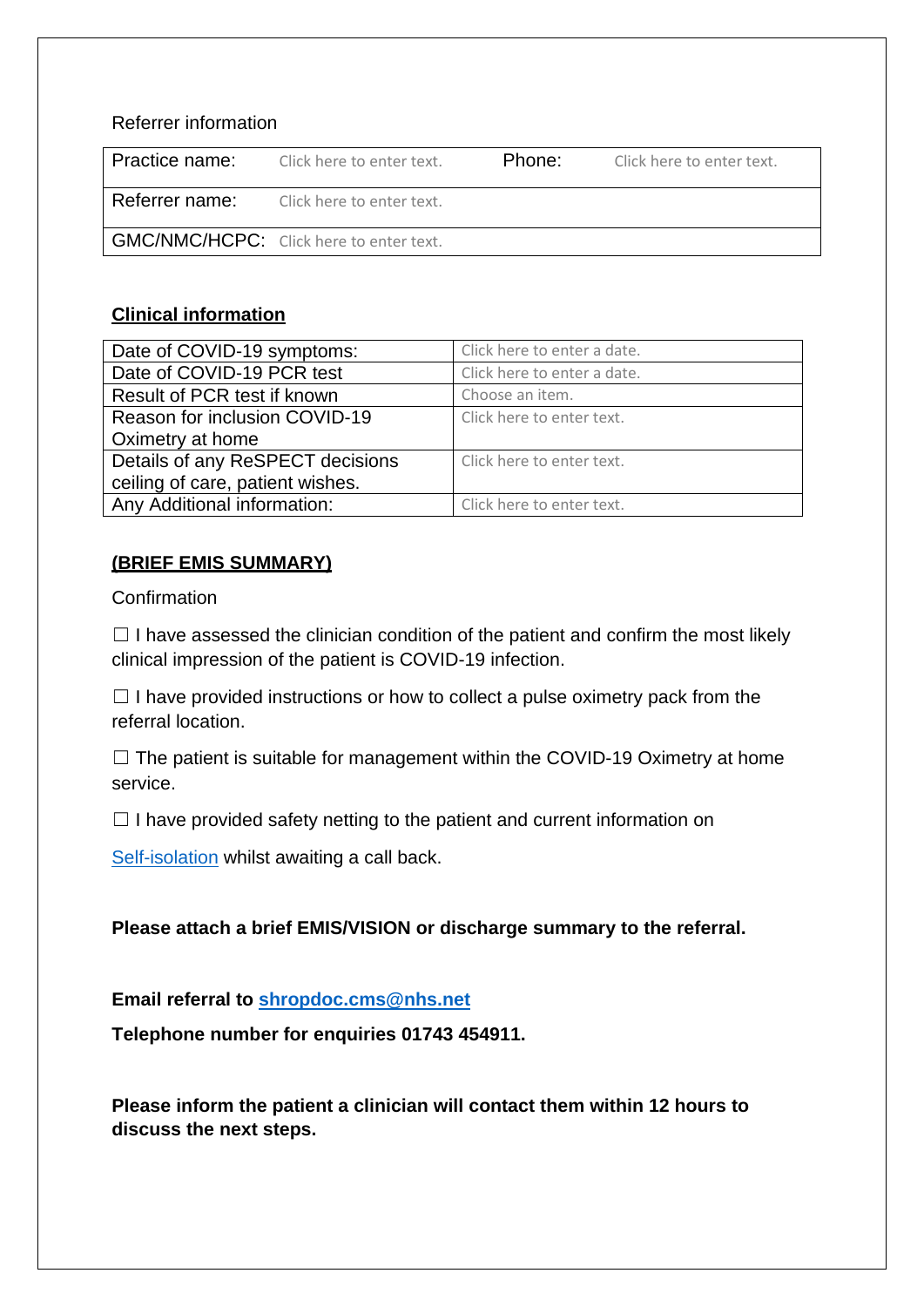Referrer information

| | | | |
|---|---|---|---|
| Practice name: | Click here to enter text. | Phone: | Click here to enter text. |
| Referrer name: | Click here to enter text. | | |
| GMC/NMC/HCPC: | Click here to enter text. | | |

**Clinical information**

| | |
|---|---|
| Date of COVID-19 symptoms: | Click here to enter a date. |
| Date of COVID-19 PCR test | Click here to enter a date. |
| Result of PCR test if known | Choose an item. |
| Reason for inclusion COVID-19 Oximetry at home | Click here to enter text. |
| Details of any ReSPECT decisions ceiling of care, patient wishes. | Click here to enter text. |
| Any Additional information: | Click here to enter text. |

**(BRIEF EMIS SUMMARY)**

Confirmation

☐ I have assessed the clinician condition of the patient and confirm the most likely clinical impression of the patient is COVID-19 infection.

☐ I have provided instructions or how to collect a pulse oximetry pack from the referral location.

☐ The patient is suitable for management within the COVID-19 Oximetry at home service.

☐ I have provided safety netting to the patient and current information on

Self-isolation whilst awaiting a call back.

**Please attach a brief EMIS/VISION or discharge summary to the referral.**

**Email referral to shropdoc.cms@nhs.net**

**Telephone number for enquiries 01743 454911.**

**Please inform the patient a clinician will contact them within 12 hours to discuss the next steps.**